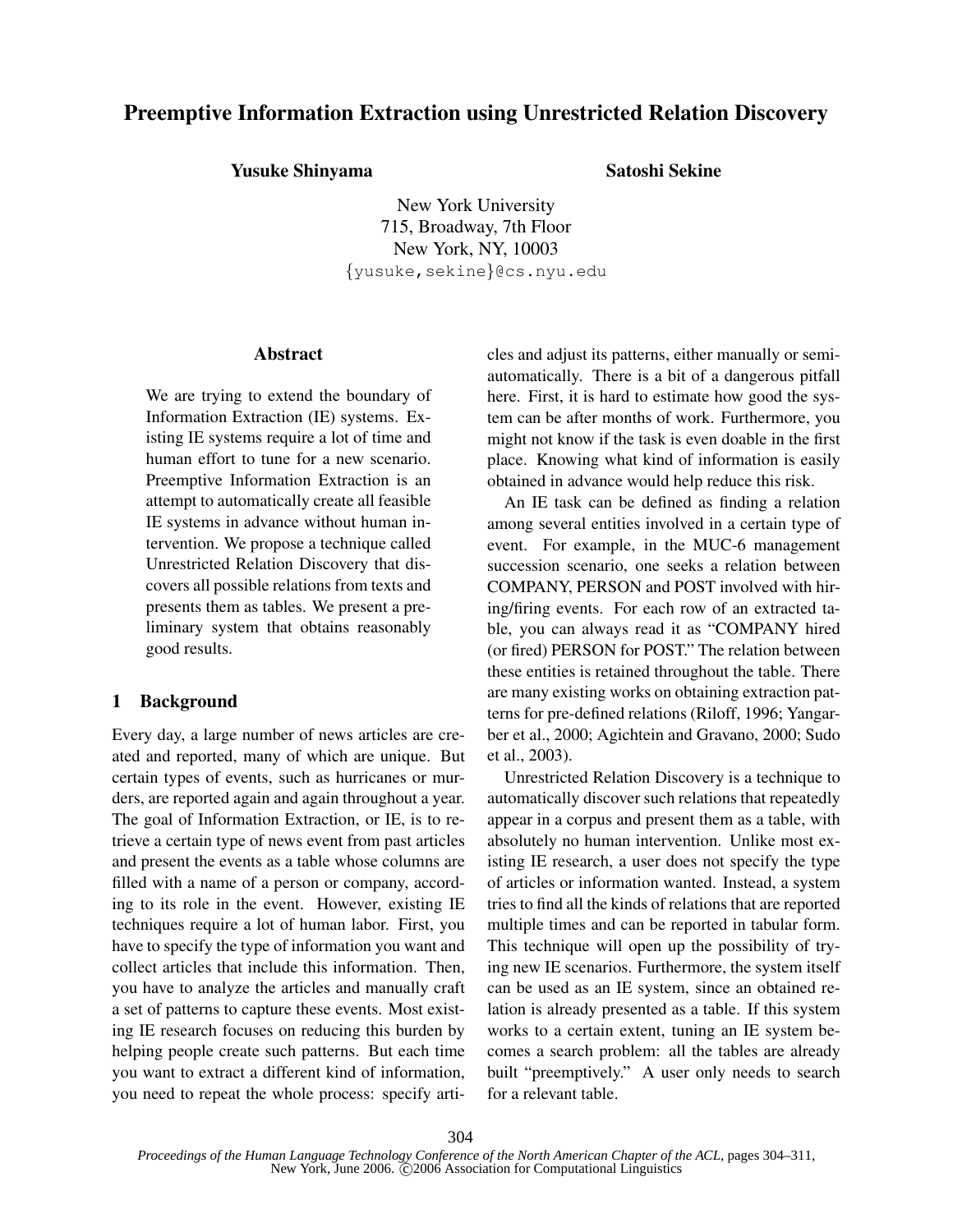# Preemptive Information Extraction using Unrestricted Relation Discovery

**Yusuke Shinyama** **Satoshi Sekine**

New York University
715, Broadway, 7th Floor
New York, NY, 10003
{yusuke,sekine}@cs.nyu.edu

## Abstract

We are trying to extend the boundary of Information Extraction (IE) systems. Existing IE systems require a lot of time and human effort to tune for a new scenario. Preemptive Information Extraction is an attempt to automatically create all feasible IE systems in advance without human intervention. We propose a technique called Unrestricted Relation Discovery that discovers all possible relations from texts and presents them as tables. We present a preliminary system that obtains reasonably good results.

## 1 Background

Every day, a large number of news articles are created and reported, many of which are unique. But certain types of events, such as hurricanes or murders, are reported again and again throughout a year. The goal of Information Extraction, or IE, is to retrieve a certain type of news event from past articles and present the events as a table whose columns are filled with a name of a person or company, according to its role in the event. However, existing IE techniques require a lot of human labor. First, you have to specify the type of information you want and collect articles that include this information. Then, you have to analyze the articles and manually craft a set of patterns to capture these events. Most existing IE research focuses on reducing this burden by helping people create such patterns. But each time you want to extract a different kind of information, you need to repeat the whole process: specify articles and adjust its patterns, either manually or semi-automatically. There is a bit of a dangerous pitfall here. First, it is hard to estimate how good the system can be after months of work. Furthermore, you might not know if the task is even doable in the first place. Knowing what kind of information is easily obtained in advance would help reduce this risk.

An IE task can be defined as finding a relation among several entities involved in a certain type of event. For example, in the MUC-6 management succession scenario, one seeks a relation between COMPANY, PERSON and POST involved with hiring/firing events. For each row of an extracted table, you can always read it as "COMPANY hired (or fired) PERSON for POST." The relation between these entities is retained throughout the table. There are many existing works on obtaining extraction patterns for pre-defined relations (Riloff, 1996; Yangarber et al., 2000; Agichtein and Gravano, 2000; Sudo et al., 2003).

Unrestricted Relation Discovery is a technique to automatically discover such relations that repeatedly appear in a corpus and present them as a table, with absolutely no human intervention. Unlike most existing IE research, a user does not specify the type of articles or information wanted. Instead, a system tries to find all the kinds of relations that are reported multiple times and can be reported in tabular form. This technique will open up the possibility of trying new IE scenarios. Furthermore, the system itself can be used as an IE system, since an obtained relation is already presented as a table. If this system works to a certain extent, tuning an IE system becomes a search problem: all the tables are already built "preemptively." A user only needs to search for a relevant table.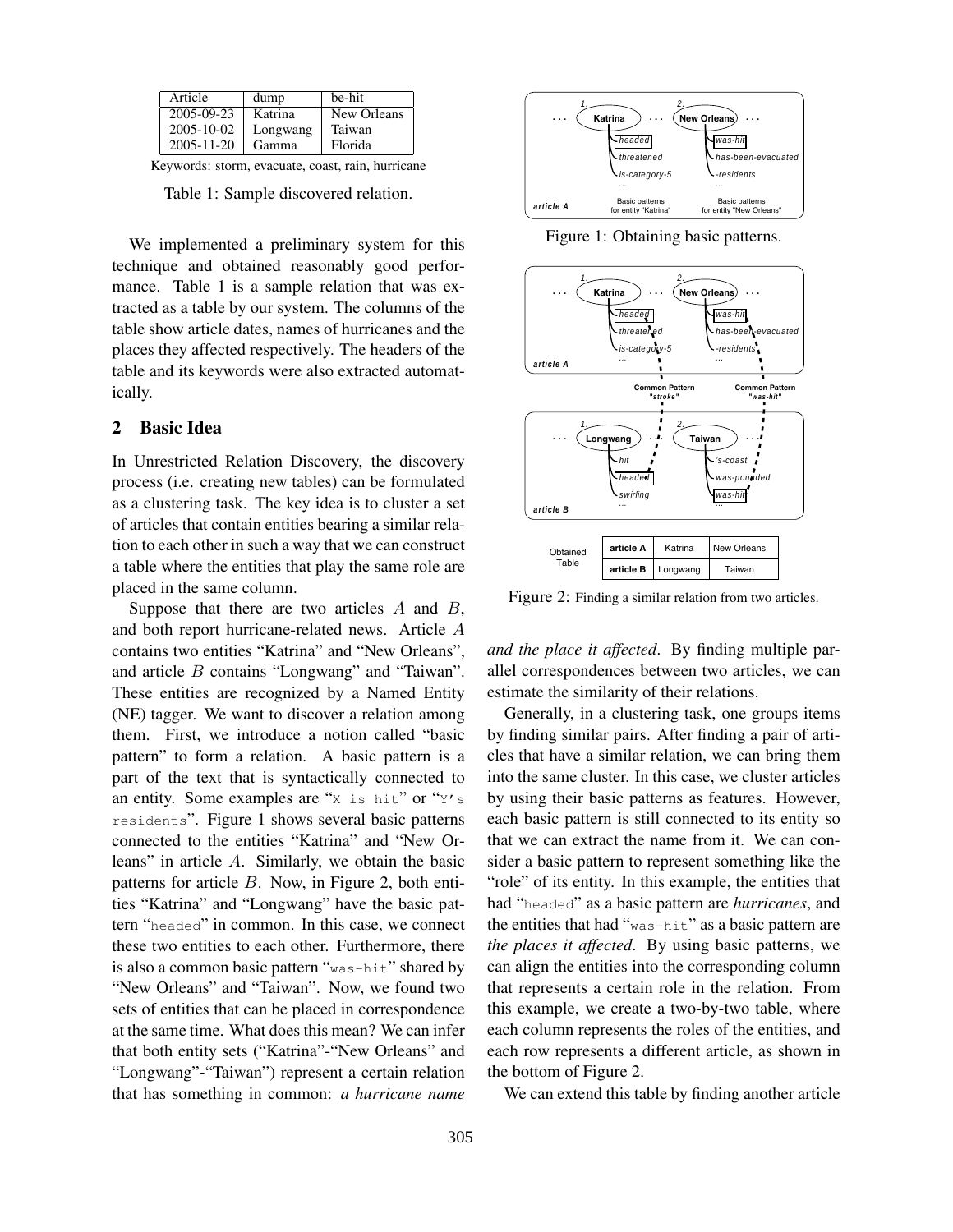| Article | dump | be-hit |
|---|---|---|
| 2005-09-23 | Katrina | New Orleans |
| 2005-10-02 | Longwang | Taiwan |
| 2005-11-20 | Gamma | Florida |

Keywords: storm, evacuate, coast, rain, hurricane

Table 1: Sample discovered relation.

We implemented a preliminary system for this technique and obtained reasonably good performance. Table 1 is a sample relation that was extracted as a table by our system. The columns of the table show article dates, names of hurricanes and the places they affected respectively. The headers of the table and its keywords were also extracted automatically.

## 2 Basic Idea

In Unrestricted Relation Discovery, the discovery process (i.e. creating new tables) can be formulated as a clustering task. The key idea is to cluster a set of articles that contain entities bearing a similar relation to each other in such a way that we can construct a table where the entities that play the same role are placed in the same column.

Suppose that there are two articles $A$ and $B$, and both report hurricane-related news. Article $A$ contains two entities "Katrina" and "New Orleans", and article $B$ contains "Longwang" and "Taiwan". These entities are recognized by a Named Entity (NE) tagger. We want to discover a relation among them. First, we introduce a notion called "basic pattern" to form a relation. A basic pattern is a part of the text that is syntactically connected to an entity. Some examples are "`X is hit`" or "`Y's residents`". Figure 1 shows several basic patterns connected to the entities "Katrina" and "New Orleans" in article $A$. Similarly, we obtain the basic patterns for article $B$. Now, in Figure 2, both entities "Katrina" and "Longwang" have the basic pattern "`headed`" in common. In this case, we connect these two entities to each other. Furthermore, there is also a common basic pattern "`was-hit`" shared by "New Orleans" and "Taiwan". Now, we found two sets of entities that can be placed in correspondence at the same time. What does this mean? We can infer that both entity sets ("Katrina"-"New Orleans" and "Longwang"-"Taiwan") represent a certain relation that has something in common: *a hurricane name and the place it affected*. By finding multiple parallel correspondences between two articles, we can estimate the similarity of their relations.

Figure 1: Obtaining basic patterns.

Figure 2: Finding a similar relation from two articles.

Generally, in a clustering task, one groups items by finding similar pairs. After finding a pair of articles that have a similar relation, we can bring them into the same cluster. In this case, we cluster articles by using their basic patterns as features. However, each basic pattern is still connected to its entity so that we can extract the name from it. We can consider a basic pattern to represent something like the "role" of its entity. In this example, the entities that had "`headed`" as a basic pattern are *hurricanes*, and the entities that had "`was-hit`" as a basic pattern are *the places it affected*. By using basic patterns, we can align the entities into the corresponding column that represents a certain role in the relation. From this example, we create a two-by-two table, where each column represents the roles of the entities, and each row represents a different article, as shown in the bottom of Figure 2.

We can extend this table by finding another article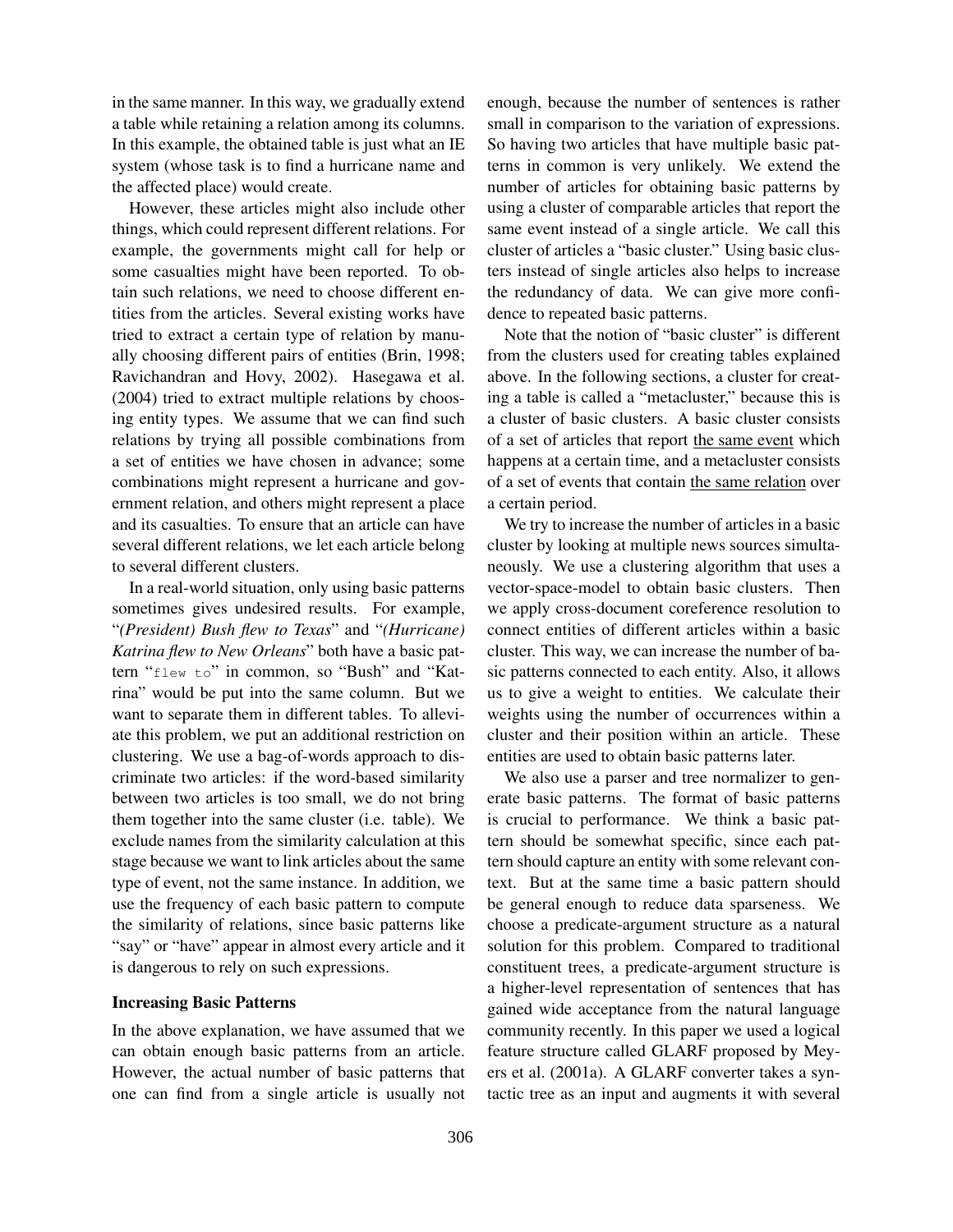in the same manner. In this way, we gradually extend a table while retaining a relation among its columns. In this example, the obtained table is just what an IE system (whose task is to find a hurricane name and the affected place) would create.

However, these articles might also include other things, which could represent different relations. For example, the governments might call for help or some casualties might have been reported. To obtain such relations, we need to choose different entities from the articles. Several existing works have tried to extract a certain type of relation by manually choosing different pairs of entities (Brin, 1998; Ravichandran and Hovy, 2002). Hasegawa et al. (2004) tried to extract multiple relations by choosing entity types. We assume that we can find such relations by trying all possible combinations from a set of entities we have chosen in advance; some combinations might represent a hurricane and government relation, and others might represent a place and its casualties. To ensure that an article can have several different relations, we let each article belong to several different clusters.

In a real-world situation, only using basic patterns sometimes gives undesired results. For example, "*(President) Bush flew to Texas*" and "*(Hurricane) Katrina flew to New Orleans*" both have a basic pattern "`flew to`" in common, so "Bush" and "Katrina" would be put into the same column. But we want to separate them in different tables. To alleviate this problem, we put an additional restriction on clustering. We use a bag-of-words approach to discriminate two articles: if the word-based similarity between two articles is too small, we do not bring them together into the same cluster (i.e. table). We exclude names from the similarity calculation at this stage because we want to link articles about the same type of event, not the same instance. In addition, we use the frequency of each basic pattern to compute the similarity of relations, since basic patterns like "say" or "have" appear in almost every article and it is dangerous to rely on such expressions.

### Increasing Basic Patterns

In the above explanation, we have assumed that we can obtain enough basic patterns from an article. However, the actual number of basic patterns that one can find from a single article is usually not enough, because the number of sentences is rather small in comparison to the variation of expressions. So having two articles that have multiple basic patterns in common is very unlikely. We extend the number of articles for obtaining basic patterns by using a cluster of comparable articles that report the same event instead of a single article. We call this cluster of articles a "basic cluster." Using basic clusters instead of single articles also helps to increase the redundancy of data. We can give more confidence to repeated basic patterns.

Note that the notion of "basic cluster" is different from the clusters used for creating tables explained above. In the following sections, a cluster for creating a table is called a "metacluster," because this is a cluster of basic clusters. A basic cluster consists of a set of articles that report <u>the same event</u> which happens at a certain time, and a metacluster consists of a set of events that contain <u>the same relation</u> over a certain period.

We try to increase the number of articles in a basic cluster by looking at multiple news sources simultaneously. We use a clustering algorithm that uses a vector-space-model to obtain basic clusters. Then we apply cross-document coreference resolution to connect entities of different articles within a basic cluster. This way, we can increase the number of basic patterns connected to each entity. Also, it allows us to give a weight to entities. We calculate their weights using the number of occurrences within a cluster and their position within an article. These entities are used to obtain basic patterns later.

We also use a parser and tree normalizer to generate basic patterns. The format of basic patterns is crucial to performance. We think a basic pattern should be somewhat specific, since each pattern should capture an entity with some relevant context. But at the same time a basic pattern should be general enough to reduce data sparseness. We choose a predicate-argument structure as a natural solution for this problem. Compared to traditional constituent trees, a predicate-argument structure is a higher-level representation of sentences that has gained wide acceptance from the natural language community recently. In this paper we used a logical feature structure called GLARF proposed by Meyers et al. (2001a). A GLARF converter takes a syntactic tree as an input and augments it with several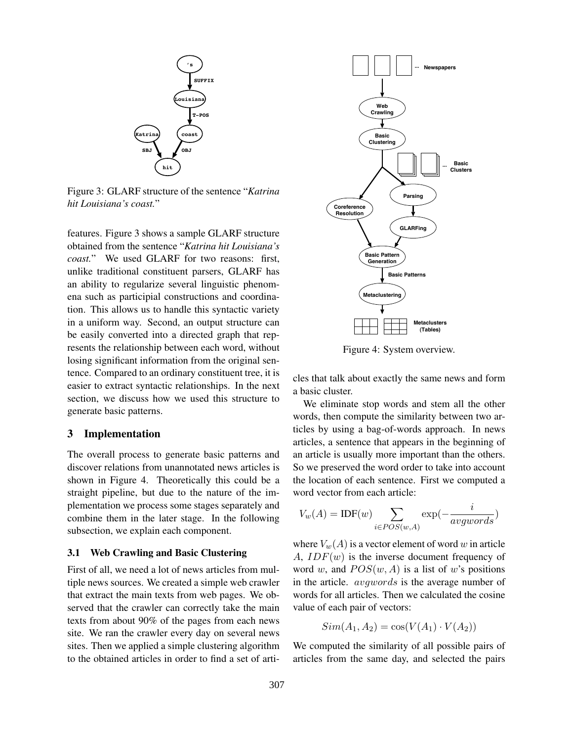Figure 3: GLARF structure of the sentence "*Katrina hit Louisiana's coast.*"

features. Figure 3 shows a sample GLARF structure obtained from the sentence "*Katrina hit Louisiana's coast.*" We used GLARF for two reasons: first, unlike traditional constituent parsers, GLARF has an ability to regularize several linguistic phenomena such as participial constructions and coordination. This allows us to handle this syntactic variety in a uniform way. Second, an output structure can be easily converted into a directed graph that represents the relationship between each word, without losing significant information from the original sentence. Compared to an ordinary constituent tree, it is easier to extract syntactic relationships. In the next section, we discuss how we used this structure to generate basic patterns.

## 3 Implementation

The overall process to generate basic patterns and discover relations from unannotated news articles is shown in Figure 4. Theoretically this could be a straight pipeline, but due to the nature of the implementation we process some stages separately and combine them in the later stage. In the following subsection, we explain each component.

### 3.1 Web Crawling and Basic Clustering

First of all, we need a lot of news articles from multiple news sources. We created a simple web crawler that extract the main texts from web pages. We observed that the crawler can correctly take the main texts from about 90% of the pages from each news site. We ran the crawler every day on several news sites. Then we applied a simple clustering algorithm to the obtained articles in order to find a set of articles that talk about exactly the same news and form a basic cluster.

Figure 4: System overview.

We eliminate stop words and stem all the other words, then compute the similarity between two articles by using a bag-of-words approach. In news articles, a sentence that appears in the beginning of an article is usually more important than the others. So we preserved the word order to take into account the location of each sentence. First we computed a word vector from each article:

$$V_w(A) = \text{IDF}(w) \sum_{i \in POS(w,A)} \exp(-\frac{i}{avgwords})$$

where $V_w(A)$ is a vector element of word $w$ in article $A$, $IDF(w)$ is the inverse document frequency of word $w$, and $POS(w, A)$ is a list of $w$'s positions in the article. $avgwords$ is the average number of words for all articles. Then we calculated the cosine value of each pair of vectors:

$$Sim(A_1, A_2) = \cos(V(A_1) \cdot V(A_2))$$

We computed the similarity of all possible pairs of articles from the same day, and selected the pairs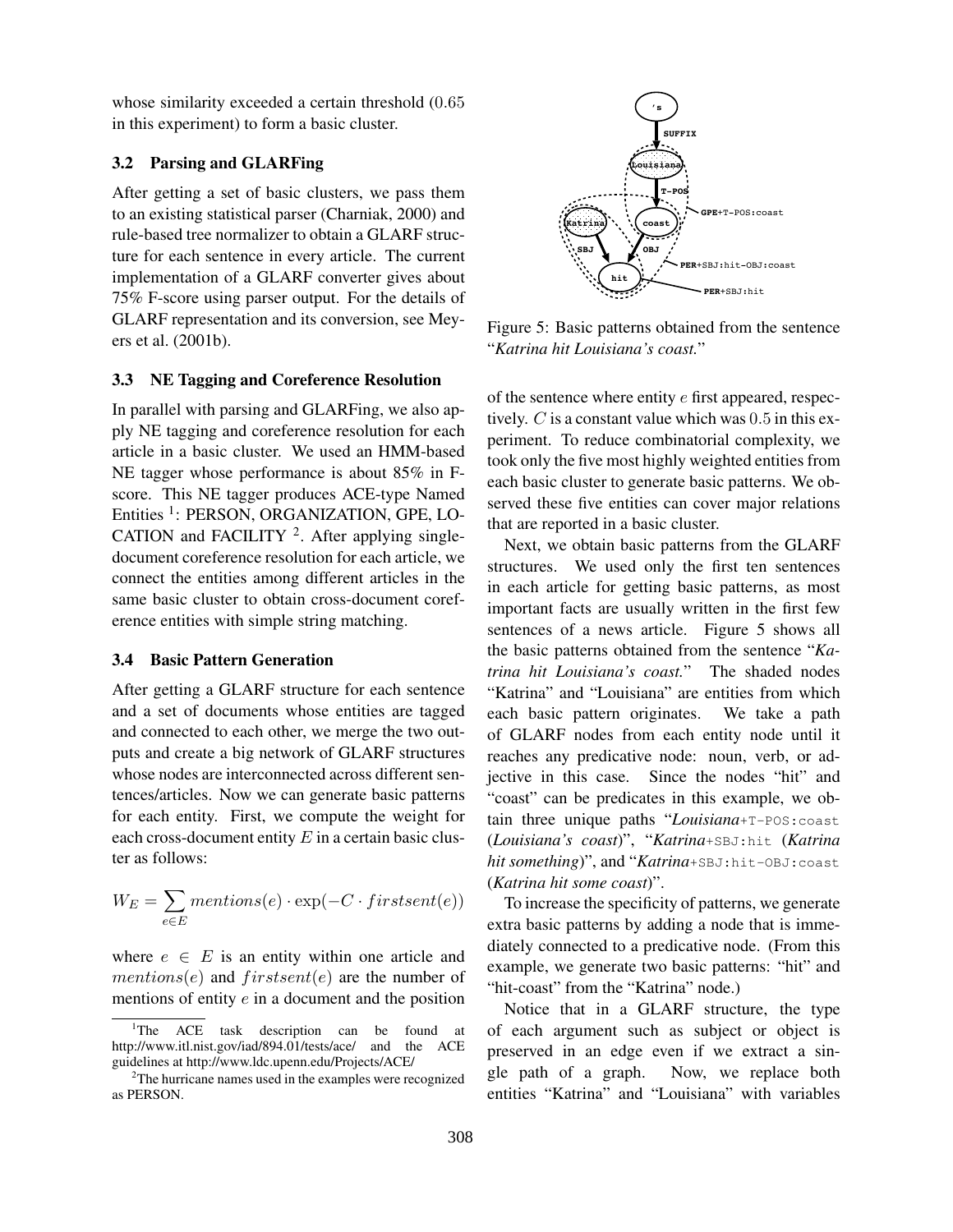whose similarity exceeded a certain threshold (0.65 in this experiment) to form a basic cluster.

### 3.2 Parsing and GLARFing

After getting a set of basic clusters, we pass them to an existing statistical parser (Charniak, 2000) and rule-based tree normalizer to obtain a GLARF structure for each sentence in every article. The current implementation of a GLARF converter gives about 75% F-score using parser output. For the details of GLARF representation and its conversion, see Meyers et al. (2001b).

### 3.3 NE Tagging and Coreference Resolution

In parallel with parsing and GLARFing, we also apply NE tagging and coreference resolution for each article in a basic cluster. We used an HMM-based NE tagger whose performance is about 85% in F-score. This NE tagger produces ACE-type Named Entities [1]: PERSON, ORGANIZATION, GPE, LOCATION and FACILITY [2]. After applying single-document coreference resolution for each article, we connect the entities among different articles in the same basic cluster to obtain cross-document coreference entities with simple string matching.

### 3.4 Basic Pattern Generation

After getting a GLARF structure for each sentence and a set of documents whose entities are tagged and connected to each other, we merge the two outputs and create a big network of GLARF structures whose nodes are interconnected across different sentences/articles. Now we can generate basic patterns for each entity. First, we compute the weight for each cross-document entity $E$ in a certain basic cluster as follows:

$$W_E = \sum_{e \in E} mentions(e) \cdot \exp(-C \cdot firstsent(e))$$

where $e \in E$ is an entity within one article and $mentions(e)$ and $firstsent(e)$ are the number of mentions of entity $e$ in a document and the position of the sentence where entity $e$ first appeared, respectively. $C$ is a constant value which was $0.5$ in this experiment. To reduce combinatorial complexity, we took only the five most highly weighted entities from each basic cluster to generate basic patterns. We observed these five entities can cover major relations that are reported in a basic cluster.

Figure 5: Basic patterns obtained from the sentence "*Katrina hit Louisiana's coast.*"

Next, we obtain basic patterns from the GLARF structures. We used only the first ten sentences in each article for getting basic patterns, as most important facts are usually written in the first few sentences of a news article. Figure 5 shows all the basic patterns obtained from the sentence "*Katrina hit Louisiana's coast.*" The shaded nodes "Katrina" and "Louisiana" are entities from which each basic pattern originates. We take a path of GLARF nodes from each entity node until it reaches any predicative node: noun, verb, or adjective in this case. Since the nodes "hit" and "coast" can be predicates in this example, we obtain three unique paths "***Louisiana***`+T-POS:coast` (*Louisiana's coast*)", "***Katrina***`+SBJ:hit` (*Katrina hit something*)", and "***Katrina***`+SBJ:hit-OBJ:coast` (*Katrina hit some coast*)".

To increase the specificity of patterns, we generate extra basic patterns by adding a node that is immediately connected to a predicative node. (From this example, we generate two basic patterns: "hit" and "hit-coast" from the "Katrina" node.)

Notice that in a GLARF structure, the type of each argument such as subject or object is preserved in an edge even if we extract a single path of a graph. Now, we replace both entities "Katrina" and "Louisiana" with variables

[1] The ACE task description can be found at http://www.itl.nist.gov/iad/894.01/tests/ace/ and the ACE guidelines at http://www.ldc.upenn.edu/Projects/ACE/

[2] The hurricane names used in the examples were recognized as PERSON.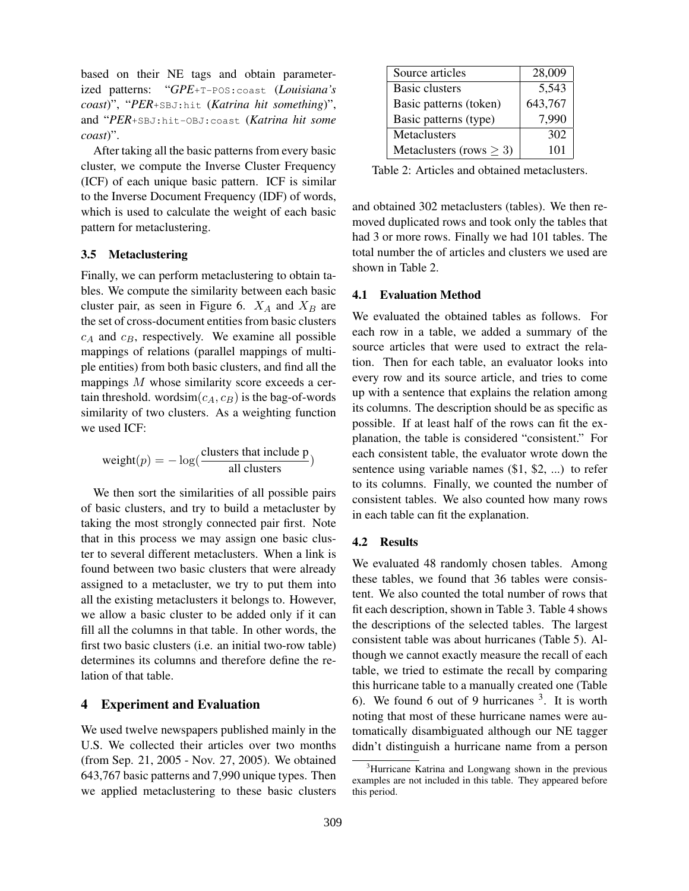based on their NE tags and obtain parameterized patterns: "*GPE*+T-POS:coast (*Louisiana's coast*)", "*PER*+SBJ:hit (*Katrina hit something*)", and "*PER*+SBJ:hit-OBJ:coast (*Katrina hit some coast*)".

After taking all the basic patterns from every basic cluster, we compute the Inverse Cluster Frequency (ICF) of each unique basic pattern. ICF is similar to the Inverse Document Frequency (IDF) of words, which is used to calculate the weight of each basic pattern for metaclustering.

### 3.5 Metaclustering

Finally, we can perform metaclustering to obtain tables. We compute the similarity between each basic cluster pair, as seen in Figure 6. $X_A$ and $X_B$ are the set of cross-document entities from basic clusters $c_A$ and $c_B$, respectively. We examine all possible mappings of relations (parallel mappings of multiple entities) from both basic clusters, and find all the mappings $M$ whose similarity score exceeds a certain threshold. $\text{wordsim}(c_A, c_B)$ is the bag-of-words similarity of two clusters. As a weighting function we used ICF:

$$\text{weight}(p) = -\log\left(\frac{\text{clusters that include p}}{\text{all clusters}}\right)$$

We then sort the similarities of all possible pairs of basic clusters, and try to build a metacluster by taking the most strongly connected pair first. Note that in this process we may assign one basic cluster to several different metaclusters. When a link is found between two basic clusters that were already assigned to a metacluster, we try to put them into all the existing metaclusters it belongs to. However, we allow a basic cluster to be added only if it can fill all the columns in that table. In other words, the first two basic clusters (i.e. an initial two-row table) determines its columns and therefore define the relation of that table.

## 4 Experiment and Evaluation

We used twelve newspapers published mainly in the U.S. We collected their articles over two months (from Sep. 21, 2005 - Nov. 27, 2005). We obtained 643,767 basic patterns and 7,990 unique types. Then we applied metaclustering to these basic clusters and obtained 302 metaclusters (tables). We then removed duplicated rows and took only the tables that had 3 or more rows. Finally we had 101 tables. The total number the of articles and clusters we used are shown in Table 2.

| | |
|---|---|
| Source articles | 28,009 |
| Basic clusters | 5,543 |
| Basic patterns (token) | 643,767 |
| Basic patterns (type) | 7,990 |
| Metaclusters | 302 |
| Metaclusters (rows $\geq$ 3) | 101 |

Table 2: Articles and obtained metaclusters.

### 4.1 Evaluation Method

We evaluated the obtained tables as follows. For each row in a table, we added a summary of the source articles that were used to extract the relation. Then for each table, an evaluator looks into every row and its source article, and tries to come up with a sentence that explains the relation among its columns. The description should be as specific as possible. If at least half of the rows can fit the explanation, the table is considered "consistent." For each consistent table, the evaluator wrote down the sentence using variable names ($1, $2, ...) to refer to its columns. Finally, we counted the number of consistent tables. We also counted how many rows in each table can fit the explanation.

### 4.2 Results

We evaluated 48 randomly chosen tables. Among these tables, we found that 36 tables were consistent. We also counted the total number of rows that fit each description, shown in Table 3. Table 4 shows the descriptions of the selected tables. The largest consistent table was about hurricanes (Table 5). Although we cannot exactly measure the recall of each table, we tried to estimate the recall by comparing this hurricane table to a manually created one (Table 6). We found 6 out of 9 hurricanes [3]. It is worth noting that most of these hurricane names were automatically disambiguated although our NE tagger didn't distinguish a hurricane name from a person

[3] Hurricane Katrina and Longwang shown in the previous examples are not included in this table. They appeared before this period.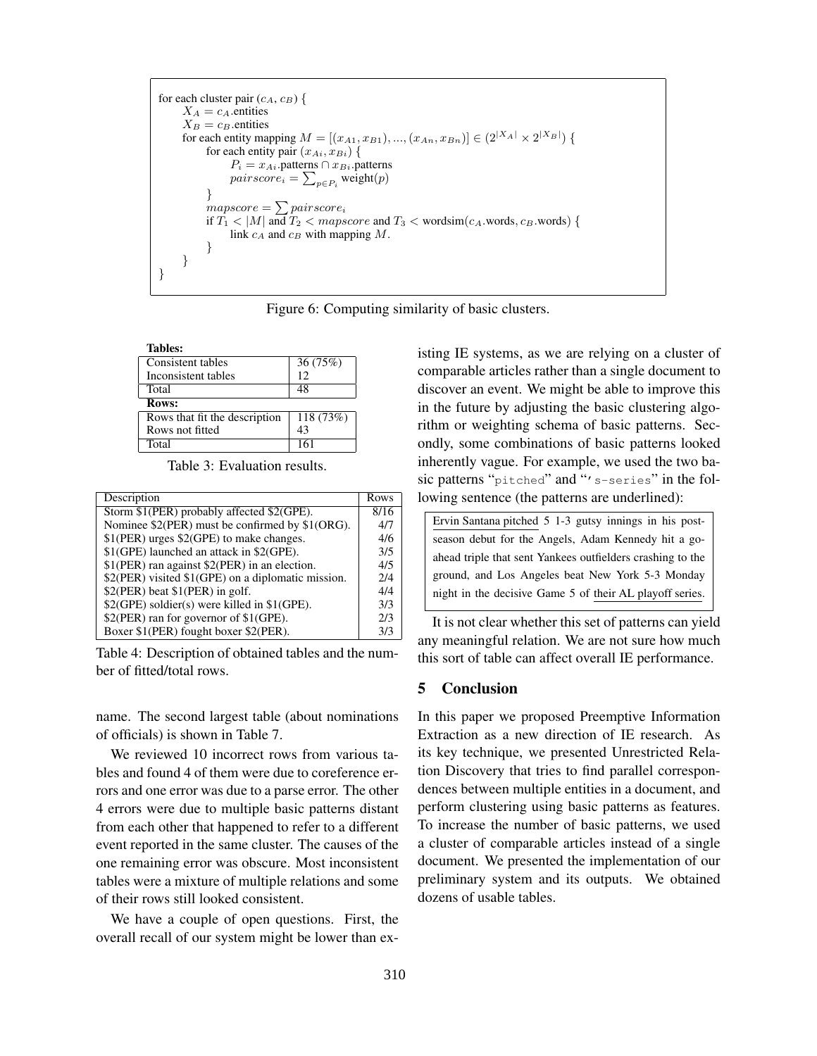```
for each cluster pair (c_A, c_B) {
    X_A = c_A.entities
    X_B = c_B.entities
    for each entity mapping M = [(x_A1, x_B1), ..., (x_An, x_Bn)] ∈ (2^|X_A| × 2^|X_B|) {
        for each entity pair (x_Ai, x_Bi) {
            P_i = x_Ai.patterns ∩ x_Bi.patterns
            pairscore_i = Σ_{p∈P_i} weight(p)
        }
        mapscore = Σ pairscore_i
        if T_1 < |M| and T_2 < mapscore and T_3 < wordsim(c_A.words, c_B.words) {
            link c_A and c_B with mapping M.
        }
    }
}
```

Figure 6: Computing similarity of basic clusters.

| **Tables:** | |
|---|---|
| Consistent tables | 36 (75%) |
| Inconsistent tables | 12 |
| Total | 48 |
| **Rows:** | |
| Rows that fit the description | 118 (73%) |
| Rows not fitted | 43 |
| Total | 161 |

Table 3: Evaluation results.

| Description | Rows |
|---|---|
| Storm $1(PER) probably affected $2(GPE). | 8/16 |
| Nominee $2(PER) must be confirmed by $1(ORG). | 4/7 |
| $1(PER) urges $2(GPE) to make changes. | 4/6 |
| $1(GPE) launched an attack in $2(GPE). | 3/5 |
| $1(PER) ran against $2(PER) in an election. | 4/5 |
| $2(PER) visited $1(GPE) on a diplomatic mission. | 2/4 |
| $2(PER) beat $1(PER) in golf. | 4/4 |
| $2(GPE) soldier(s) were killed in $1(GPE). | 3/3 |
| $2(PER) ran for governor of $1(GPE). | 2/3 |
| Boxer $1(PER) fought boxer $2(PER). | 3/3 |

Table 4: Description of obtained tables and the number of fitted/total rows.

name. The second largest table (about nominations of officials) is shown in Table 7.

We reviewed 10 incorrect rows from various tables and found 4 of them were due to coreference errors and one error was due to a parse error. The other 4 errors were due to multiple basic patterns distant from each other that happened to refer to a different event reported in the same cluster. The causes of the one remaining error was obscure. Most inconsistent tables were a mixture of multiple relations and some of their rows still looked consistent.

We have a couple of open questions. First, the overall recall of our system might be lower than existing IE systems, as we are relying on a cluster of comparable articles rather than a single document to discover an event. We might be able to improve this in the future by adjusting the basic clustering algorithm or weighting schema of basic patterns. Secondly, some combinations of basic patterns looked inherently vague. For example, we used the two basic patterns "`pitched`" and "`'s-series`" in the following sentence (the patterns are underlined):

> Ervin Santana pitched 5 1-3 gutsy innings in his post-season debut for the Angels, Adam Kennedy hit a go-ahead triple that sent Yankees outfielders crashing to the ground, and Los Angeles beat New York 5-3 Monday night in the decisive Game 5 of their AL playoff series.

It is not clear whether this set of patterns can yield any meaningful relation. We are not sure how much this sort of table can affect overall IE performance.

## 5 Conclusion

In this paper we proposed Preemptive Information Extraction as a new direction of IE research. As its key technique, we presented Unrestricted Relation Discovery that tries to find parallel correspondences between multiple entities in a document, and perform clustering using basic patterns as features. To increase the number of basic patterns, we used a cluster of comparable articles instead of a single document. We presented the implementation of our preliminary system and its outputs. We obtained dozens of usable tables.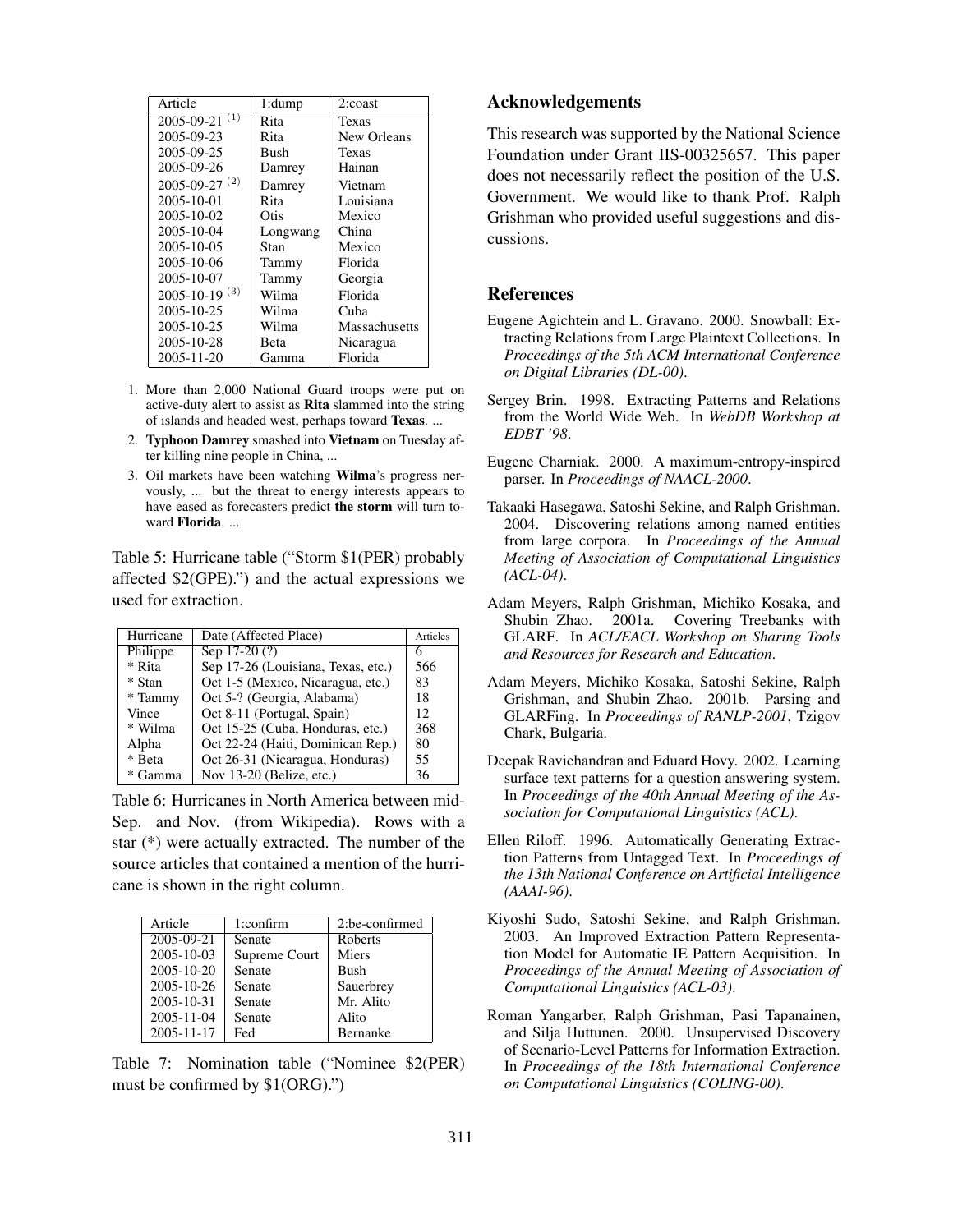| Article | 1:dump | 2:coast |
|---|---|---|
| 2005-09-21 [(1)] | Rita | Texas |
| 2005-09-23 | Rita | New Orleans |
| 2005-09-25 | Bush | Texas |
| 2005-09-26 | Damrey | Hainan |
| 2005-09-27 [(2)] | Damrey | Vietnam |
| 2005-10-01 | Rita | Louisiana |
| 2005-10-02 | Otis | Mexico |
| 2005-10-04 | Longwang | China |
| 2005-10-05 | Stan | Mexico |
| 2005-10-06 | Tammy | Florida |
| 2005-10-07 | Tammy | Georgia |
| 2005-10-19 [(3)] | Wilma | Florida |
| 2005-10-25 | Wilma | Cuba |
| 2005-10-25 | Wilma | Massachusetts |
| 2005-10-28 | Beta | Nicaragua |
| 2005-11-20 | Gamma | Florida |

1. More than 2,000 National Guard troops were put on active-duty alert to assist as **Rita** slammed into the string of islands and headed west, perhaps toward **Texas**. ...
2. **Typhoon Damrey** smashed into **Vietnam** on Tuesday after killing nine people in China, ...
3. Oil markets have been watching **Wilma**'s progress nervously, ... but the threat to energy interests appears to have eased as forecasters predict **the storm** will turn toward **Florida**. ...

Table 5: Hurricane table ("Storm \$1(PER) probably affected \$2(GPE).") and the actual expressions we used for extraction.

| Hurricane | Date (Affected Place) | Articles |
|---|---|---|
| Philippe | Sep 17-20 (?) | 6 |
| * Rita | Sep 17-26 (Louisiana, Texas, etc.) | 566 |
| * Stan | Oct 1-5 (Mexico, Nicaragua, etc.) | 83 |
| * Tammy | Oct 5-? (Georgia, Alabama) | 18 |
| Vince | Oct 8-11 (Portugal, Spain) | 12 |
| * Wilma | Oct 15-25 (Cuba, Honduras, etc.) | 368 |
| Alpha | Oct 22-24 (Haiti, Dominican Rep.) | 80 |
| * Beta | Oct 26-31 (Nicaragua, Honduras) | 55 |
| * Gamma | Nov 13-20 (Belize, etc.) | 36 |

Table 6: Hurricanes in North America between mid-Sep. and Nov. (from Wikipedia). Rows with a star (*) were actually extracted. The number of the source articles that contained a mention of the hurricane is shown in the right column.

| Article | 1:confirm | 2:be-confirmed |
|---|---|---|
| 2005-09-21 | Senate | Roberts |
| 2005-10-03 | Supreme Court | Miers |
| 2005-10-20 | Senate | Bush |
| 2005-10-26 | Senate | Sauerbrey |
| 2005-10-31 | Senate | Mr. Alito |
| 2005-11-04 | Senate | Alito |
| 2005-11-17 | Fed | Bernanke |

Table 7: Nomination table ("Nominee \$2(PER) must be confirmed by \$1(ORG).")

## Acknowledgements

This research was supported by the National Science Foundation under Grant IIS-00325657. This paper does not necessarily reflect the position of the U.S. Government. We would like to thank Prof. Ralph Grishman who provided useful suggestions and discussions.

## References

Eugene Agichtein and L. Gravano. 2000. Snowball: Extracting Relations from Large Plaintext Collections. In *Proceedings of the 5th ACM International Conference on Digital Libraries (DL-00)*.

Sergey Brin. 1998. Extracting Patterns and Relations from the World Wide Web. In *WebDB Workshop at EDBT '98*.

Eugene Charniak. 2000. A maximum-entropy-inspired parser. In *Proceedings of NAACL-2000*.

Takaaki Hasegawa, Satoshi Sekine, and Ralph Grishman. 2004. Discovering relations among named entities from large corpora. In *Proceedings of the Annual Meeting of Association of Computational Linguistics (ACL-04)*.

Adam Meyers, Ralph Grishman, Michiko Kosaka, and Shubin Zhao. 2001a. Covering Treebanks with GLARF. In *ACL/EACL Workshop on Sharing Tools and Resources for Research and Education*.

Adam Meyers, Michiko Kosaka, Satoshi Sekine, Ralph Grishman, and Shubin Zhao. 2001b. Parsing and GLARFing. In *Proceedings of RANLP-2001*, Tzigov Chark, Bulgaria.

Deepak Ravichandran and Eduard Hovy. 2002. Learning surface text patterns for a question answering system. In *Proceedings of the 40th Annual Meeting of the Association for Computational Linguistics (ACL)*.

Ellen Riloff. 1996. Automatically Generating Extraction Patterns from Untagged Text. In *Proceedings of the 13th National Conference on Artificial Intelligence (AAAI-96)*.

Kiyoshi Sudo, Satoshi Sekine, and Ralph Grishman. 2003. An Improved Extraction Pattern Representation Model for Automatic IE Pattern Acquisition. In *Proceedings of the Annual Meeting of Association of Computational Linguistics (ACL-03)*.

Roman Yangarber, Ralph Grishman, Pasi Tapanainen, and Silja Huttunen. 2000. Unsupervised Discovery of Scenario-Level Patterns for Information Extraction. In *Proceedings of the 18th International Conference on Computational Linguistics (COLING-00)*.